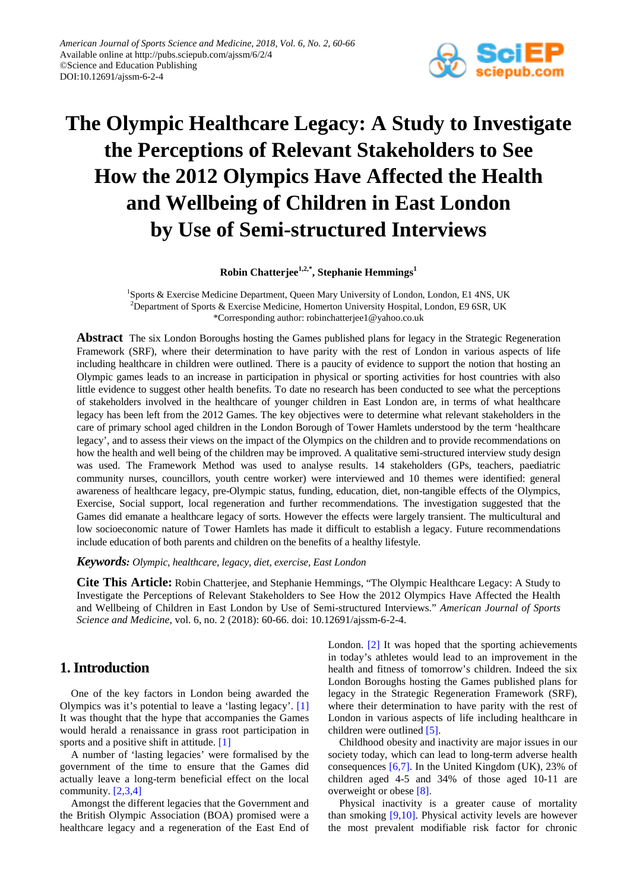# The Olympic Healthcare Legacy: A Study to Investigate the Perceptions of Relevant Stakeholders to See How the 2012 Olympics Have Affected the Health and Wellbeing of Children in East London by Use of Semi-structured Interviews

**Robin Chatterjee[1,2,*], Stephanie Hemmings[1]**

[1]Sports & Exercise Medicine Department, Queen Mary University of London, London, E1 4NS, UK
[2]Department of Sports & Exercise Medicine, Homerton University Hospital, London, E9 6SR, UK
*Corresponding author: robinchatterjee1@yahoo.co.uk

**Abstract** The six London Boroughs hosting the Games published plans for legacy in the Strategic Regeneration Framework (SRF), where their determination to have parity with the rest of London in various aspects of life including healthcare in children were outlined. There is a paucity of evidence to support the notion that hosting an Olympic games leads to an increase in participation in physical or sporting activities for host countries with also little evidence to suggest other health benefits. To date no research has been conducted to see what the perceptions of stakeholders involved in the healthcare of younger children in East London are, in terms of what healthcare legacy has been left from the 2012 Games. The key objectives were to determine what relevant stakeholders in the care of primary school aged children in the London Borough of Tower Hamlets understood by the term 'healthcare legacy', and to assess their views on the impact of the Olympics on the children and to provide recommendations on how the health and well being of the children may be improved. A qualitative semi-structured interview study design was used. The Framework Method was used to analyse results. 14 stakeholders (GPs, teachers, paediatric community nurses, councillors, youth centre worker) were interviewed and 10 themes were identified: general awareness of healthcare legacy, pre-Olympic status, funding, education, diet, non-tangible effects of the Olympics, Exercise, Social support, local regeneration and further recommendations. The investigation suggested that the Games did emanate a healthcare legacy of sorts. However the effects were largely transient. The multicultural and low socioeconomic nature of Tower Hamlets has made it difficult to establish a legacy. Future recommendations include education of both parents and children on the benefits of a healthy lifestyle.

***Keywords:*** *Olympic, healthcare, legacy, diet, exercise, East London*

**Cite This Article:** Robin Chatterjee, and Stephanie Hemmings, "The Olympic Healthcare Legacy: A Study to Investigate the Perceptions of Relevant Stakeholders to See How the 2012 Olympics Have Affected the Health and Wellbeing of Children in East London by Use of Semi-structured Interviews." *American Journal of Sports Science and Medicine*, vol. 6, no. 2 (2018): 60-66. doi: 10.12691/ajssm-6-2-4.

## 1. Introduction

One of the key factors in London being awarded the Olympics was it's potential to leave a 'lasting legacy'. [1] It was thought that the hype that accompanies the Games would herald a renaissance in grass root participation in sports and a positive shift in attitude. [1]

A number of 'lasting legacies' were formalised by the government of the time to ensure that the Games did actually leave a long-term beneficial effect on the local community. [2,3,4]

Amongst the different legacies that the Government and the British Olympic Association (BOA) promised were a healthcare legacy and a regeneration of the East End of London. [2] It was hoped that the sporting achievements in today's athletes would lead to an improvement in the health and fitness of tomorrow's children. Indeed the six London Boroughs hosting the Games published plans for legacy in the Strategic Regeneration Framework (SRF), where their determination to have parity with the rest of London in various aspects of life including healthcare in children were outlined [5].

Childhood obesity and inactivity are major issues in our society today, which can lead to long-term adverse health consequences [6,7]. In the United Kingdom (UK), 23% of children aged 4-5 and 34% of those aged 10-11 are overweight or obese [8].

Physical inactivity is a greater cause of mortality than smoking [9,10]. Physical activity levels are however the most prevalent modifiable risk factor for chronic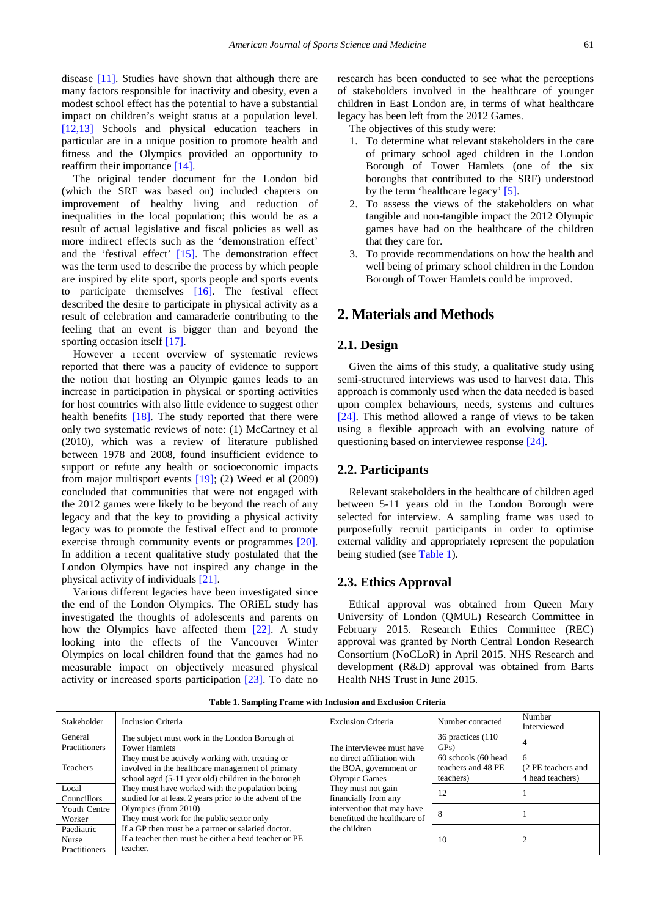disease [11]. Studies have shown that although there are many factors responsible for inactivity and obesity, even a modest school effect has the potential to have a substantial impact on children's weight status at a population level. [12,13] Schools and physical education teachers in particular are in a unique position to promote health and fitness and the Olympics provided an opportunity to reaffirm their importance [14].

The original tender document for the London bid (which the SRF was based on) included chapters on improvement of healthy living and reduction of inequalities in the local population; this would be as a result of actual legislative and fiscal policies as well as more indirect effects such as the 'demonstration effect' and the 'festival effect' [15]. The demonstration effect was the term used to describe the process by which people are inspired by elite sport, sports people and sports events to participate themselves [16]. The festival effect described the desire to participate in physical activity as a result of celebration and camaraderie contributing to the feeling that an event is bigger than and beyond the sporting occasion itself [17].

However a recent overview of systematic reviews reported that there was a paucity of evidence to support the notion that hosting an Olympic games leads to an increase in participation in physical or sporting activities for host countries with also little evidence to suggest other health benefits [18]. The study reported that there were only two systematic reviews of note: (1) McCartney et al (2010), which was a review of literature published between 1978 and 2008, found insufficient evidence to support or refute any health or socioeconomic impacts from major multisport events [19]; (2) Weed et al (2009) concluded that communities that were not engaged with the 2012 games were likely to be beyond the reach of any legacy and that the key to providing a physical activity legacy was to promote the festival effect and to promote exercise through community events or programmes [20]. In addition a recent qualitative study postulated that the London Olympics have not inspired any change in the physical activity of individuals [21].

Various different legacies have been investigated since the end of the London Olympics. The ORiEL study has investigated the thoughts of adolescents and parents on how the Olympics have affected them [22]. A study looking into the effects of the Vancouver Winter Olympics on local children found that the games had no measurable impact on objectively measured physical activity or increased sports participation [23]. To date no research has been conducted to see what the perceptions of stakeholders involved in the healthcare of younger children in East London are, in terms of what healthcare legacy has been left from the 2012 Games.

The objectives of this study were:

1. To determine what relevant stakeholders in the care of primary school aged children in the London Borough of Tower Hamlets (one of the six boroughs that contributed to the SRF) understood by the term 'healthcare legacy' [5].
2. To assess the views of the stakeholders on what tangible and non-tangible impact the 2012 Olympic games have had on the healthcare of the children that they care for.
3. To provide recommendations on how the health and well being of primary school children in the London Borough of Tower Hamlets could be improved.

## 2. Materials and Methods

### 2.1. Design

Given the aims of this study, a qualitative study using semi-structured interviews was used to harvest data. This approach is commonly used when the data needed is based upon complex behaviours, needs, systems and cultures [24]. This method allowed a range of views to be taken using a flexible approach with an evolving nature of questioning based on interviewee response [24].

### 2.2. Participants

Relevant stakeholders in the healthcare of children aged between 5-11 years old in the London Borough were selected for interview. A sampling frame was used to purposefully recruit participants in order to optimise external validity and appropriately represent the population being studied (see Table 1).

### 2.3. Ethics Approval

Ethical approval was obtained from Queen Mary University of London (QMUL) Research Committee in February 2015. Research Ethics Committee (REC) approval was granted by North Central London Research Consortium (NoCLoR) in April 2015. NHS Research and development (R&D) approval was obtained from Barts Health NHS Trust in June 2015.

**Table 1. Sampling Frame with Inclusion and Exclusion Criteria**

| Stakeholder | Inclusion Criteria | Exclusion Criteria | Number contacted | Number Interviewed |
|---|---|---|---|---|
| General Practitioners | The subject must work in the London Borough of Tower Hamlets<br>They must be actively working with, treating or involved in the healthcare management of primary school aged (5-11 year old) children in the borough<br>They must have worked with the population being studied for at least 2 years prior to the advent of the Olympics (from 2010)<br>They must work for the public sector only<br>If a GP then must be a partner or salaried doctor.<br>If a teacher then must be either a head teacher or PE teacher. | The interviewee must have no direct affiliation with the BOA, government or Olympic Games<br>They must not gain financially from any intervention that may have benefitted the healthcare of the children | 36 practices (110 GPs) | 4 |
| Teachers | | | 60 schools (60 head teachers and 48 PE teachers) | 6 (2 PE teachers and 4 head teachers) |
| Local Councillors | | | 12 | 1 |
| Youth Centre Worker | | | 8 | 1 |
| Paediatric Nurse Practitioners | | | 10 | 2 |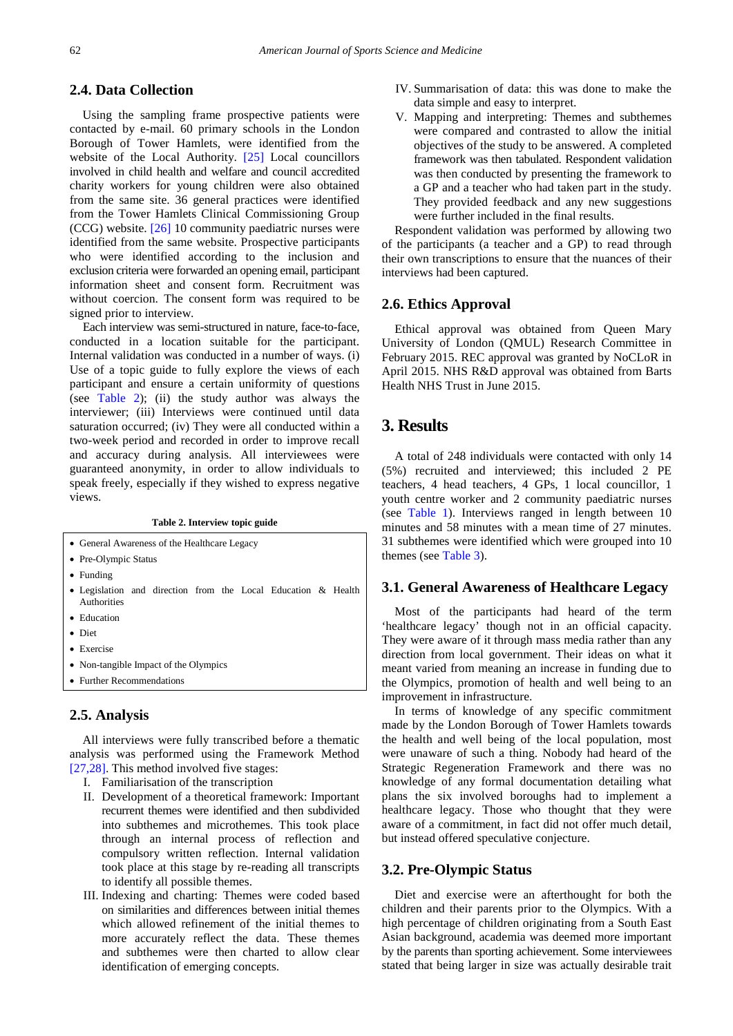## 2.4. Data Collection

Using the sampling frame prospective patients were contacted by e-mail. 60 primary schools in the London Borough of Tower Hamlets, were identified from the website of the Local Authority. [25] Local councillors involved in child health and welfare and council accredited charity workers for young children were also obtained from the same site. 36 general practices were identified from the Tower Hamlets Clinical Commissioning Group (CCG) website. [26] 10 community paediatric nurses were identified from the same website. Prospective participants who were identified according to the inclusion and exclusion criteria were forwarded an opening email, participant information sheet and consent form. Recruitment was without coercion. The consent form was required to be signed prior to interview.

Each interview was semi-structured in nature, face-to-face, conducted in a location suitable for the participant. Internal validation was conducted in a number of ways. (i) Use of a topic guide to fully explore the views of each participant and ensure a certain uniformity of questions (see Table 2); (ii) the study author was always the interviewer; (iii) Interviews were continued until data saturation occurred; (iv) They were all conducted within a two-week period and recorded in order to improve recall and accuracy during analysis. All interviewees were guaranteed anonymity, in order to allow individuals to speak freely, especially if they wished to express negative views.

**Table 2. Interview topic guide**

- General Awareness of the Healthcare Legacy
- Pre-Olympic Status
- Funding
- Legislation and direction from the Local Education & Health Authorities
- Education
- Diet
- Exercise
- Non-tangible Impact of the Olympics
- Further Recommendations

## 2.5. Analysis

All interviews were fully transcribed before a thematic analysis was performed using the Framework Method [27,28]. This method involved five stages:

I. Familiarisation of the transcription
II. Development of a theoretical framework: Important recurrent themes were identified and then subdivided into subthemes and microthemes. This took place through an internal process of reflection and compulsory written reflection. Internal validation took place at this stage by re-reading all transcripts to identify all possible themes.
III. Indexing and charting: Themes were coded based on similarities and differences between initial themes which allowed refinement of the initial themes to more accurately reflect the data. These themes and subthemes were then charted to allow clear identification of emerging concepts.
IV. Summarisation of data: this was done to make the data simple and easy to interpret.
V. Mapping and interpreting: Themes and subthemes were compared and contrasted to allow the initial objectives of the study to be answered. A completed framework was then tabulated. Respondent validation was then conducted by presenting the framework to a GP and a teacher who had taken part in the study. They provided feedback and any new suggestions were further included in the final results.

Respondent validation was performed by allowing two of the participants (a teacher and a GP) to read through their own transcriptions to ensure that the nuances of their interviews had been captured.

## 2.6. Ethics Approval

Ethical approval was obtained from Queen Mary University of London (QMUL) Research Committee in February 2015. REC approval was granted by NoCLoR in April 2015. NHS R&D approval was obtained from Barts Health NHS Trust in June 2015.

# 3. Results

A total of 248 individuals were contacted with only 14 (5%) recruited and interviewed; this included 2 PE teachers, 4 head teachers, 4 GPs, 1 local councillor, 1 youth centre worker and 2 community paediatric nurses (see Table 1). Interviews ranged in length between 10 minutes and 58 minutes with a mean time of 27 minutes. 31 subthemes were identified which were grouped into 10 themes (see Table 3).

## 3.1. General Awareness of Healthcare Legacy

Most of the participants had heard of the term 'healthcare legacy' though not in an official capacity. They were aware of it through mass media rather than any direction from local government. Their ideas on what it meant varied from meaning an increase in funding due to the Olympics, promotion of health and well being to an improvement in infrastructure.

In terms of knowledge of any specific commitment made by the London Borough of Tower Hamlets towards the health and well being of the local population, most were unaware of such a thing. Nobody had heard of the Strategic Regeneration Framework and there was no knowledge of any formal documentation detailing what plans the six involved boroughs had to implement a healthcare legacy. Those who thought that they were aware of a commitment, in fact did not offer much detail, but instead offered speculative conjecture.

## 3.2. Pre-Olympic Status

Diet and exercise were an afterthought for both the children and their parents prior to the Olympics. With a high percentage of children originating from a South East Asian background, academia was deemed more important by the parents than sporting achievement. Some interviewees stated that being larger in size was actually desirable trait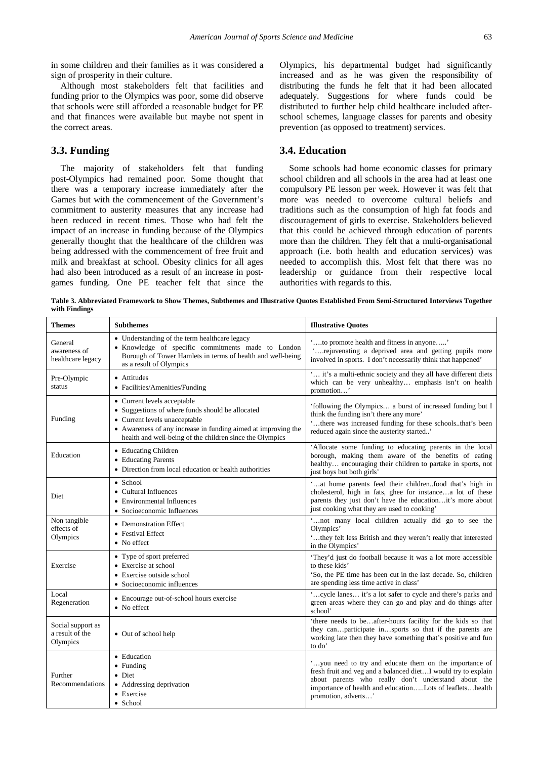in some children and their families as it was considered a sign of prosperity in their culture.

Although most stakeholders felt that facilities and funding prior to the Olympics was poor, some did observe that schools were still afforded a reasonable budget for PE and that finances were available but maybe not spent in the correct areas.

### 3.3. Funding

The majority of stakeholders felt that funding post-Olympics had remained poor. Some thought that there was a temporary increase immediately after the Games but with the commencement of the Government's commitment to austerity measures that any increase had been reduced in recent times. Those who had felt the impact of an increase in funding because of the Olympics generally thought that the healthcare of the children was being addressed with the commencement of free fruit and milk and breakfast at school. Obesity clinics for all ages had also been introduced as a result of an increase in post-games funding. One PE teacher felt that since the Olympics, his departmental budget had significantly increased and as he was given the responsibility of distributing the funds he felt that it had been allocated adequately. Suggestions for where funds could be distributed to further help child healthcare included after-school schemes, language classes for parents and obesity prevention (as opposed to treatment) services.

### 3.4. Education

Some schools had home economic classes for primary school children and all schools in the area had at least one compulsory PE lesson per week. However it was felt that more was needed to overcome cultural beliefs and traditions such as the consumption of high fat foods and discouragement of girls to exercise. Stakeholders believed that this could be achieved through education of parents more than the children. They felt that a multi-organisational approach (i.e. both health and education services) was needed to accomplish this. Most felt that there was no leadership or guidance from their respective local authorities with regards to this.

**Table 3. Abbreviated Framework to Show Themes, Subthemes and Illustrative Quotes Established From Semi-Structured Interviews Together with Findings**

| Themes | Subthemes | Illustrative Quotes |
|---|---|---|
| General awareness of healthcare legacy | • Understanding of the term healthcare legacy<br>• Knowledge of specific commitments made to London Borough of Tower Hamlets in terms of health and well-being as a result of Olympics | '….to promote health and fitness in anyone…..'<br>'….rejuvenating a deprived area and getting pupils more involved in sports. I don't necessarily think that happened' |
| Pre-Olympic status | • Attitudes<br>• Facilities/Amenities/Funding | '… it's a multi-ethnic society and they all have different diets which can be very unhealthy… emphasis isn't on health promotion…' |
| Funding | • Current levels acceptable<br>• Suggestions of where funds should be allocated<br>• Current levels unacceptable<br>• Awareness of any increase in funding aimed at improving the health and well-being of the children since the Olympics | 'following the Olympics… a burst of increased funding but I think the funding isn't there any more'<br>'…there was increased funding for these schools..that's been reduced again since the austerity started..' |
| Education | • Educating Children<br>• Educating Parents<br>• Direction from local education or health authorities | 'Allocate some funding to educating parents in the local borough, making them aware of the benefits of eating healthy… encouraging their children to partake in sports, not just boys but both girls' |
| Diet | • School<br>• Cultural Influences<br>• Environmental Influences<br>• Socioeconomic Influences | '…at home parents feed their children..food that's high in cholesterol, high in fats, ghee for instance…a lot of these parents they just don't have the education…it's more about just cooking what they are used to cooking' |
| Non tangible effects of Olympics | • Demonstration Effect<br>• Festival Effect<br>• No effect | '…not many local children actually did go to see the Olympics'<br>'…they felt less British and they weren't really that interested in the Olympics' |
| Exercise | • Type of sport preferred<br>• Exercise at school<br>• Exercise outside school<br>• Socioeconomic influences | 'They'd just do football because it was a lot more accessible to these kids'<br>'So, the PE time has been cut in the last decade. So, children are spending less time active in class' |
| Local Regeneration | • Encourage out-of-school hours exercise<br>• No effect | '…cycle lanes… it's a lot safer to cycle and there's parks and green areas where they can go and play and do things after school' |
| Social support as a result of the Olympics | • Out of school help | 'there needs to be…after-hours facility for the kids so that they can…participate in…sports so that if the parents are working late then they have something that's positive and fun to do' |
| Further Recommendations | • Education<br>• Funding<br>• Diet<br>• Addressing deprivation<br>• Exercise<br>• School | '…you need to try and educate them on the importance of fresh fruit and veg and a balanced diet…I would try to explain about parents who really don't understand about the importance of health and education…..Lots of leaflets…health promotion, adverts…' |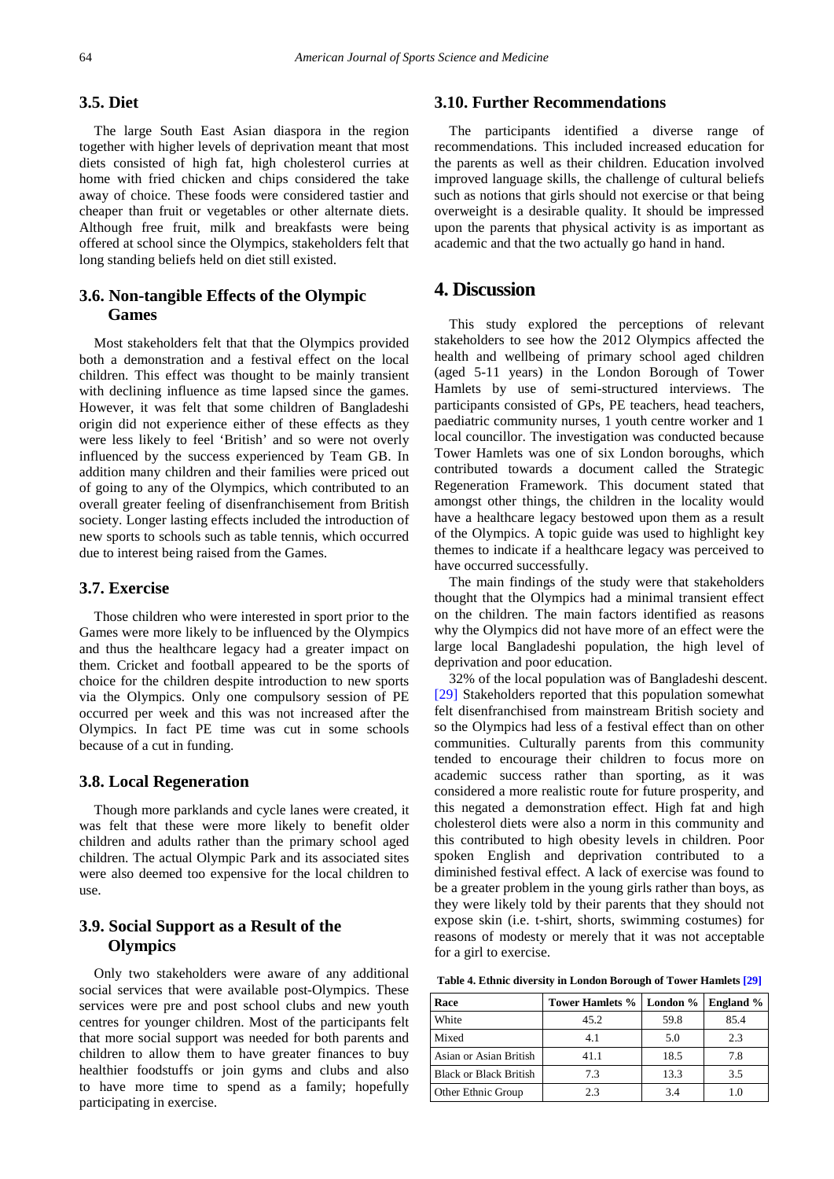### 3.5. Diet

The large South East Asian diaspora in the region together with higher levels of deprivation meant that most diets consisted of high fat, high cholesterol curries at home with fried chicken and chips considered the take away of choice. These foods were considered tastier and cheaper than fruit or vegetables or other alternate diets. Although free fruit, milk and breakfasts were being offered at school since the Olympics, stakeholders felt that long standing beliefs held on diet still existed.

### 3.6. Non-tangible Effects of the Olympic Games

Most stakeholders felt that that the Olympics provided both a demonstration and a festival effect on the local children. This effect was thought to be mainly transient with declining influence as time lapsed since the games. However, it was felt that some children of Bangladeshi origin did not experience either of these effects as they were less likely to feel 'British' and so were not overly influenced by the success experienced by Team GB. In addition many children and their families were priced out of going to any of the Olympics, which contributed to an overall greater feeling of disenfranchisement from British society. Longer lasting effects included the introduction of new sports to schools such as table tennis, which occurred due to interest being raised from the Games.

### 3.7. Exercise

Those children who were interested in sport prior to the Games were more likely to be influenced by the Olympics and thus the healthcare legacy had a greater impact on them. Cricket and football appeared to be the sports of choice for the children despite introduction to new sports via the Olympics. Only one compulsory session of PE occurred per week and this was not increased after the Olympics. In fact PE time was cut in some schools because of a cut in funding.

### 3.8. Local Regeneration

Though more parklands and cycle lanes were created, it was felt that these were more likely to benefit older children and adults rather than the primary school aged children. The actual Olympic Park and its associated sites were also deemed too expensive for the local children to use.

### 3.9. Social Support as a Result of the Olympics

Only two stakeholders were aware of any additional social services that were available post-Olympics. These services were pre and post school clubs and new youth centres for younger children. Most of the participants felt that more social support was needed for both parents and children to allow them to have greater finances to buy healthier foodstuffs or join gyms and clubs and also to have more time to spend as a family; hopefully participating in exercise.

### 3.10. Further Recommendations

The participants identified a diverse range of recommendations. This included increased education for the parents as well as their children. Education involved improved language skills, the challenge of cultural beliefs such as notions that girls should not exercise or that being overweight is a desirable quality. It should be impressed upon the parents that physical activity is as important as academic and that the two actually go hand in hand.

## 4. Discussion

This study explored the perceptions of relevant stakeholders to see how the 2012 Olympics affected the health and wellbeing of primary school aged children (aged 5-11 years) in the London Borough of Tower Hamlets by use of semi-structured interviews. The participants consisted of GPs, PE teachers, head teachers, paediatric community nurses, 1 youth centre worker and 1 local councillor. The investigation was conducted because Tower Hamlets was one of six London boroughs, which contributed towards a document called the Strategic Regeneration Framework. This document stated that amongst other things, the children in the locality would have a healthcare legacy bestowed upon them as a result of the Olympics. A topic guide was used to highlight key themes to indicate if a healthcare legacy was perceived to have occurred successfully.

The main findings of the study were that stakeholders thought that the Olympics had a minimal transient effect on the children. The main factors identified as reasons why the Olympics did not have more of an effect were the large local Bangladeshi population, the high level of deprivation and poor education.

32% of the local population was of Bangladeshi descent. [29] Stakeholders reported that this population somewhat felt disenfranchised from mainstream British society and so the Olympics had less of a festival effect than on other communities. Culturally parents from this community tended to encourage their children to focus more on academic success rather than sporting, as it was considered a more realistic route for future prosperity, and this negated a demonstration effect. High fat and high cholesterol diets were also a norm in this community and this contributed to high obesity levels in children. Poor spoken English and deprivation contributed to a diminished festival effect. A lack of exercise was found to be a greater problem in the young girls rather than boys, as they were likely told by their parents that they should not expose skin (i.e. t-shirt, shorts, swimming costumes) for reasons of modesty or merely that it was not acceptable for a girl to exercise.

**Table 4. Ethnic diversity in London Borough of Tower Hamlets [29]**

| Race | Tower Hamlets % | London % | England % |
|---|---|---|---|
| White | 45.2 | 59.8 | 85.4 |
| Mixed | 4.1 | 5.0 | 2.3 |
| Asian or Asian British | 41.1 | 18.5 | 7.8 |
| Black or Black British | 7.3 | 13.3 | 3.5 |
| Other Ethnic Group | 2.3 | 3.4 | 1.0 |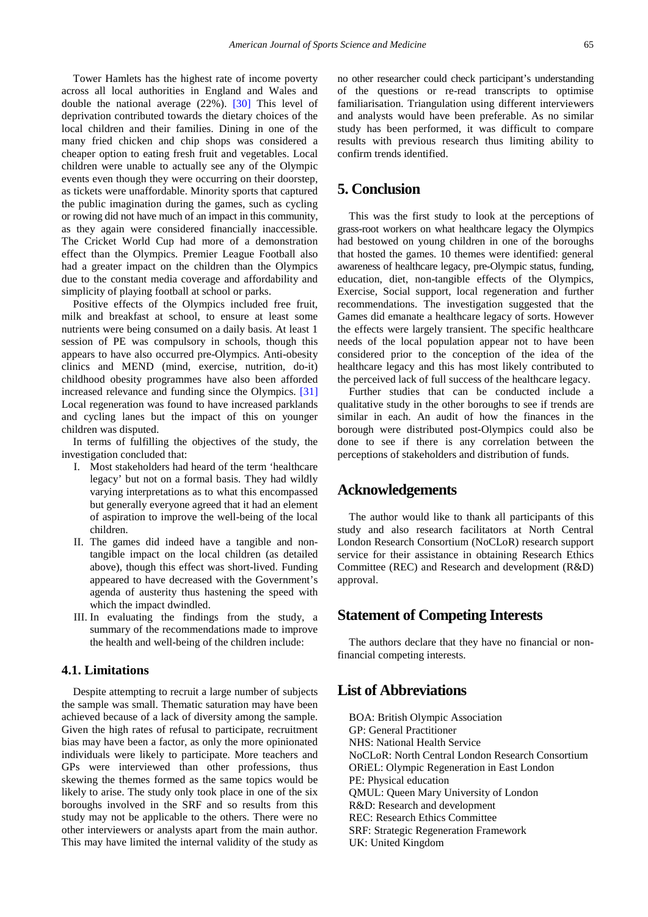Tower Hamlets has the highest rate of income poverty across all local authorities in England and Wales and double the national average (22%). [30] This level of deprivation contributed towards the dietary choices of the local children and their families. Dining in one of the many fried chicken and chip shops was considered a cheaper option to eating fresh fruit and vegetables. Local children were unable to actually see any of the Olympic events even though they were occurring on their doorstep, as tickets were unaffordable. Minority sports that captured the public imagination during the games, such as cycling or rowing did not have much of an impact in this community, as they again were considered financially inaccessible. The Cricket World Cup had more of a demonstration effect than the Olympics. Premier League Football also had a greater impact on the children than the Olympics due to the constant media coverage and affordability and simplicity of playing football at school or parks.

Positive effects of the Olympics included free fruit, milk and breakfast at school, to ensure at least some nutrients were being consumed on a daily basis. At least 1 session of PE was compulsory in schools, though this appears to have also occurred pre-Olympics. Anti-obesity clinics and MEND (mind, exercise, nutrition, do-it) childhood obesity programmes have also been afforded increased relevance and funding since the Olympics. [31] Local regeneration was found to have increased parklands and cycling lanes but the impact of this on younger children was disputed.

In terms of fulfilling the objectives of the study, the investigation concluded that:

I. Most stakeholders had heard of the term 'healthcare legacy' but not on a formal basis. They had wildly varying interpretations as to what this encompassed but generally everyone agreed that it had an element of aspiration to improve the well-being of the local children.
II. The games did indeed have a tangible and non-tangible impact on the local children (as detailed above), though this effect was short-lived. Funding appeared to have decreased with the Government's agenda of austerity thus hastening the speed with which the impact dwindled.
III. In evaluating the findings from the study, a summary of the recommendations made to improve the health and well-being of the children include:

### 4.1. Limitations

Despite attempting to recruit a large number of subjects the sample was small. Thematic saturation may have been achieved because of a lack of diversity among the sample. Given the high rates of refusal to participate, recruitment bias may have been a factor, as only the more opinionated individuals were likely to participate. More teachers and GPs were interviewed than other professions, thus skewing the themes formed as the same topics would be likely to arise. The study only took place in one of the six boroughs involved in the SRF and so results from this study may not be applicable to the others. There were no other interviewers or analysts apart from the main author. This may have limited the internal validity of the study as no other researcher could check participant's understanding of the questions or re-read transcripts to optimise familiarisation. Triangulation using different interviewers and analysts would have been preferable. As no similar study has been performed, it was difficult to compare results with previous research thus limiting ability to confirm trends identified.

## 5. Conclusion

This was the first study to look at the perceptions of grass-root workers on what healthcare legacy the Olympics had bestowed on young children in one of the boroughs that hosted the games. 10 themes were identified: general awareness of healthcare legacy, pre-Olympic status, funding, education, diet, non-tangible effects of the Olympics, Exercise, Social support, local regeneration and further recommendations. The investigation suggested that the Games did emanate a healthcare legacy of sorts. However the effects were largely transient. The specific healthcare needs of the local population appear not to have been considered prior to the conception of the idea of the healthcare legacy and this has most likely contributed to the perceived lack of full success of the healthcare legacy.

Further studies that can be conducted include a qualitative study in the other boroughs to see if trends are similar in each. An audit of how the finances in the borough were distributed post-Olympics could also be done to see if there is any correlation between the perceptions of stakeholders and distribution of funds.

## Acknowledgements

The author would like to thank all participants of this study and also research facilitators at North Central London Research Consortium (NoCLoR) research support service for their assistance in obtaining Research Ethics Committee (REC) and Research and development (R&D) approval.

## Statement of Competing Interests

The authors declare that they have no financial or non-financial competing interests.

## List of Abbreviations

BOA: British Olympic Association
GP: General Practitioner
NHS: National Health Service
NoCLoR: North Central London Research Consortium
ORiEL: Olympic Regeneration in East London
PE: Physical education
QMUL: Queen Mary University of London
R&D: Research and development
REC: Research Ethics Committee
SRF: Strategic Regeneration Framework
UK: United Kingdom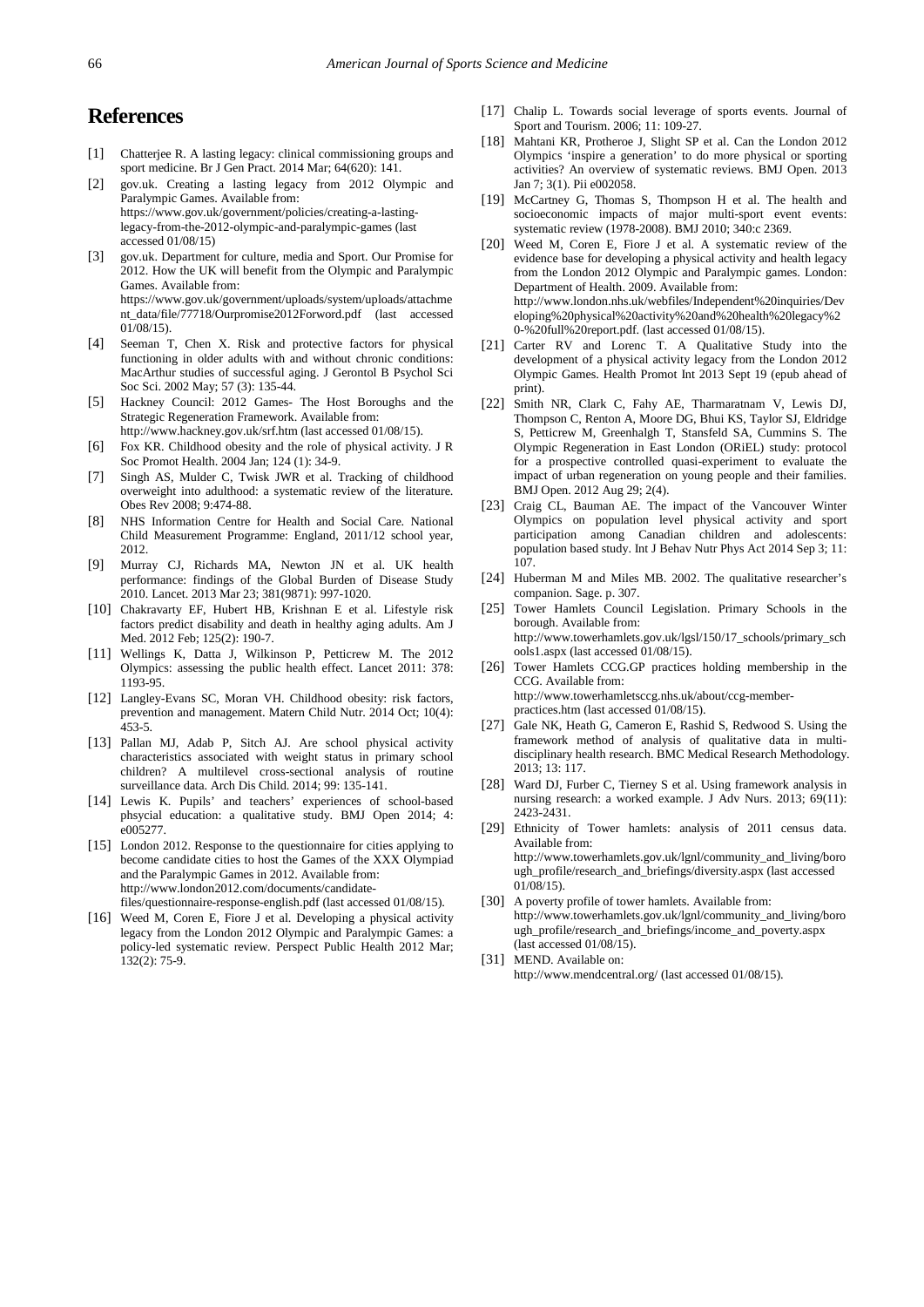# References

[1] Chatterjee R. A lasting legacy: clinical commissioning groups and sport medicine. Br J Gen Pract. 2014 Mar; 64(620): 141.

[2] gov.uk. Creating a lasting legacy from 2012 Olympic and Paralympic Games. Available from: https://www.gov.uk/government/policies/creating-a-lasting-legacy-from-the-2012-olympic-and-paralympic-games (last accessed 01/08/15)

[3] gov.uk. Department for culture, media and Sport. Our Promise for 2012. How the UK will benefit from the Olympic and Paralympic Games. Available from: https://www.gov.uk/government/uploads/system/uploads/attachment_data/file/77718/Ourpromise2012Forword.pdf (last accessed 01/08/15).

[4] Seeman T, Chen X. Risk and protective factors for physical functioning in older adults with and without chronic conditions: MacArthur studies of successful aging. J Gerontol B Psychol Sci Soc Sci. 2002 May; 57 (3): 135-44.

[5] Hackney Council: 2012 Games- The Host Boroughs and the Strategic Regeneration Framework. Available from: http://www.hackney.gov.uk/srf.htm (last accessed 01/08/15).

[6] Fox KR. Childhood obesity and the role of physical activity. J R Soc Promot Health. 2004 Jan; 124 (1): 34-9.

[7] Singh AS, Mulder C, Twisk JWR et al. Tracking of childhood overweight into adulthood: a systematic review of the literature. Obes Rev 2008; 9:474-88.

[8] NHS Information Centre for Health and Social Care. National Child Measurement Programme: England, 2011/12 school year, 2012.

[9] Murray CJ, Richards MA, Newton JN et al. UK health performance: findings of the Global Burden of Disease Study 2010. Lancet. 2013 Mar 23; 381(9871): 997-1020.

[10] Chakravarty EF, Hubert HB, Krishnan E et al. Lifestyle risk factors predict disability and death in healthy aging adults. Am J Med. 2012 Feb; 125(2): 190-7.

[11] Wellings K, Datta J, Wilkinson P, Petticrew M. The 2012 Olympics: assessing the public health effect. Lancet 2011: 378: 1193-95.

[12] Langley-Evans SC, Moran VH. Childhood obesity: risk factors, prevention and management. Matern Child Nutr. 2014 Oct; 10(4): 453-5.

[13] Pallan MJ, Adab P, Sitch AJ. Are school physical activity characteristics associated with weight status in primary school children? A multilevel cross-sectional analysis of routine surveillance data. Arch Dis Child. 2014; 99: 135-141.

[14] Lewis K. Pupils' and teachers' experiences of school-based phsycial education: a qualitative study. BMJ Open 2014; 4: e005277.

[15] London 2012. Response to the questionnaire for cities applying to become candidate cities to host the Games of the XXX Olympiad and the Paralympic Games in 2012. Available from: http://www.london2012.com/documents/candidate-files/questionnaire-response-english.pdf (last accessed 01/08/15).

[16] Weed M, Coren E, Fiore J et al. Developing a physical activity legacy from the London 2012 Olympic and Paralympic Games: a policy-led systematic review. Perspect Public Health 2012 Mar; 132(2): 75-9.

[17] Chalip L. Towards social leverage of sports events. Journal of Sport and Tourism. 2006; 11: 109-27.

[18] Mahtani KR, Protheroe J, Slight SP et al. Can the London 2012 Olympics 'inspire a generation' to do more physical or sporting activities? An overview of systematic reviews. BMJ Open. 2013 Jan 7; 3(1). Pii e002058.

[19] McCartney G, Thomas S, Thompson H et al. The health and socioeconomic impacts of major multi-sport event events: systematic review (1978-2008). BMJ 2010; 340:c 2369.

[20] Weed M, Coren E, Fiore J et al. A systematic review of the evidence base for developing a physical activity and health legacy from the London 2012 Olympic and Paralympic games. London: Department of Health. 2009. Available from: http://www.london.nhs.uk/webfiles/Independent%20inquiries/Developing%20physical%20activity%20and%20health%20legacy%20-%20full%20report.pdf. (last accessed 01/08/15).

[21] Carter RV and Lorenc T. A Qualitative Study into the development of a physical activity legacy from the London 2012 Olympic Games. Health Promot Int 2013 Sept 19 (epub ahead of print).

[22] Smith NR, Clark C, Fahy AE, Tharmaratnam V, Lewis DJ, Thompson C, Renton A, Moore DG, Bhui KS, Taylor SJ, Eldridge S, Petticrew M, Greenhalgh T, Stansfeld SA, Cummins S. The Olympic Regeneration in East London (ORiEL) study: protocol for a prospective controlled quasi-experiment to evaluate the impact of urban regeneration on young people and their families. BMJ Open. 2012 Aug 29; 2(4).

[23] Craig CL, Bauman AE. The impact of the Vancouver Winter Olympics on population level physical activity and sport participation among Canadian children and adolescents: population based study. Int J Behav Nutr Phys Act 2014 Sep 3; 11: 107.

[24] Huberman M and Miles MB. 2002. The qualitative researcher's companion. Sage. p. 307.

[25] Tower Hamlets Council Legislation. Primary Schools in the borough. Available from: http://www.towerhamlets.gov.uk/lgsl/150/17_schools/primary_schools1.aspx (last accessed 01/08/15).

[26] Tower Hamlets CCG.GP practices holding membership in the CCG. Available from: http://www.towerhamletsccg.nhs.uk/about/ccg-member-practices.htm (last accessed 01/08/15).

[27] Gale NK, Heath G, Cameron E, Rashid S, Redwood S. Using the framework method of analysis of qualitative data in multi-disciplinary health research. BMC Medical Research Methodology. 2013; 13: 117.

[28] Ward DJ, Furber C, Tierney S et al. Using framework analysis in nursing research: a worked example. J Adv Nurs. 2013; 69(11): 2423-2431.

[29] Ethnicity of Tower hamlets: analysis of 2011 census data. Available from: http://www.towerhamlets.gov.uk/lgnl/community_and_living/borough_profile/research_and_briefings/diversity.aspx (last accessed 01/08/15).

[30] A poverty profile of tower hamlets. Available from: http://www.towerhamlets.gov.uk/lgnl/community_and_living/borough_profile/research_and_briefings/income_and_poverty.aspx (last accessed 01/08/15).

[31] MEND. Available on: http://www.mendcentral.org/ (last accessed 01/08/15).